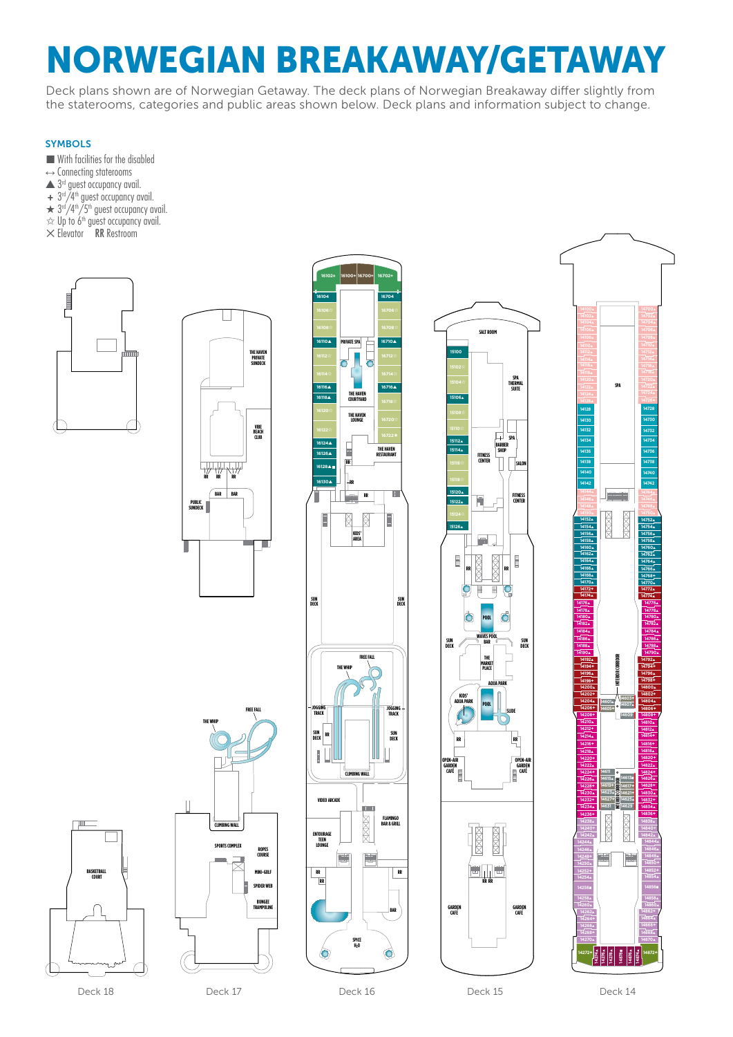# NORWEGIAN BREAKAWAY/GETAWAY

Deck plans shown are of Norwegian Getaway. The deck plans of Norwegian Breakaway differ slightly from the staterooms, categories and public areas shown below. Deck plans and information subject to change.

### SYMBOLS

- ■ With facilities for the disabled
- ↔ Connecting staterooms
- ▲ 3rd guest occupancy avail.
- + 3rd/4th guest occupancy avail.
- ★ 3rd/4th/5th guest occupancy avail.
- ☆ Up to 6th guest occupancy avail.
- ✕ Elevator  RR Restroom

**Deck 18**

BASKETBALL COURT

**Deck 17**

THE HAVEN PRIVATE SUNDECK, VIBE BEACH CLUB, RR, BAR, PUBLIC SUNDECK, THE WHIP, FREE FALL, CLIMBING WALL, SPORTS COMPLEX, ROPES COURSE, MINI-GOLF, SPIDER WEB, BUNGEE TRAMPOLINE

**Deck 16**

16102+, 16100+, 16700+, 16702+, 16104, 16106☆, 16108☆, 16110▲, 16112☆, 16114☆, 16116▲, 16118▲, 16120☆, 16122☆, 16124▲, 16126▲, 16128▲■, 16130▲, 16704, 16706☆, 16708☆, 16710▲, 16712☆, 16714☆, 16716▲, 16718☆, 16720☆, 16722★

PRIVATE SPA, THE HAVEN COURTYARD, THE HAVEN LOUNGE, THE HAVEN RESTAURANT, RR, KIDS' AREA, SUN DECK, FREE FALL, THE WHIP, JOGGING TRACK, CLIMBING WALL, VIDEO ARCADE, FLAMINGO BAR & GRILL, ENTOURAGE TEEN LOUNGE, BAR, SPICE H2O

**Deck 15**

15100, 15102☆, 15104☆, 15106▲, 15108☆, 15110☆, 15112▲, 15114▲, 15116☆, 15118☆, 15120▲, 15122▲, 15124☆, 15126▲

SALT ROOM, SPA THERMAL SUITE, SPA, BARBER SHOP, FITNESS CENTER, SALON, RR, POOL, WAVES POOL BAR, THE MARKET PLACE, SUN DECK, AQUA PARK, KIDS' AQUA PARK, SLIDE, OPEN-AIR GARDEN CAFÉ, GARDEN CAFÉ

**Deck 14**

14100▲, 14102▲, 14104▲, 14106▲, 14108▲, 14110▲, 14112▲, 14114▲, 14116▲, 14118▲, 14120▲, 14122▲, 14124▲, 14126▲, 14128, 14130, 14132, 14134, 14136, 14138, 14140, 14142, 14144▲, 14146▲, 14148▲, 14150▲, 14152▲, 14154▲, 14156▲, 14158▲, 14160▲, 14162▲, 14164▲, 14166▲, 14168▲, 14170▲, 14172+, 14174▲, 14176▲, 14178▲, 14180▲, 14182▲, 14184▲, 14186▲, 14188▲, 14190▲, 14192▲, 14194+, 14196▲, 14198+, 14200▲, 14202+, 14204▲, 14206+, 14208+, 14210▲, 14212+, 14214▲, 14216+, 14218▲, 14220+, 14222▲, 14224+, 14226▲, 14228+, 14230▲, 14232+, 14234▲, 14236+, 14238▲, 14240+, 14242▲, 14244▲, 14246▲, 14248+, 14250▲, 14252+, 14254▲, 14256■, 14258▲, 14260▲, 14262▲, 14264+, 14266▲, 14268+, 14270▲, 14272+

14700▲, 14702▲, 14704▲, 14706▲, 14708▲, 14710▲, 14712▲, 14714▲, 14716▲, 14718▲, 14720▲, 14722▲, 14724▲, 14726▲, 14728, 14730, 14732, 14734, 14736, 14738, 14740, 14742, 14744▲, 14746▲, 14748▲, 14750▲, 14752▲, 14754▲, 14756▲, 14758▲, 14760▲, 14762▲, 14764▲, 14766▲, 14768+, 14770▲, 14772▲, 14774▲, 14776▲, 14778▲, 14780▲, 14782▲, 14784▲, 14786▲, 14788▲, 14790▲, 14792▲, 14794+, 14796▲, 14798+, 14800▲, 14802+, 14804▲, 14806+, 14808+, 14810▲, 14812▲, 14814+, 14816+, 14818▲, 14820+, 14822▲, 14824+, 14826▲, 14828+, 14830▲, 14832+, 14834▲, 14836+, 14838▲, 14840+, 14842▲, 14844▲, 14846▲, 14848▲, 14850+, 14852+, 14854▲, 14856■, 14858▲, 14860▲, 14862+, 14864▲, 14866+, 14868▲, 14870▲, 14872+

14274▲, 14276▲, 14278▲, 14874▲, 14876▲

14601, 14603+, 14605+, 14607▲, 14609, 14611, 14613▲, 14615+, 14617+, 14619, 14621▲, 14623+, 14625, 14627, 14629, 14631

SPA, INTERIOR CORRIDOR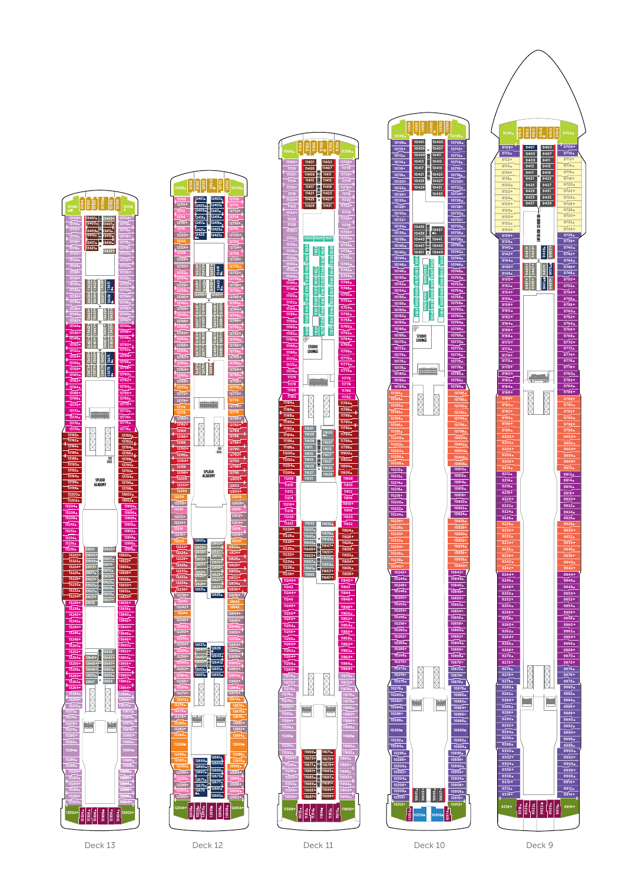SPLASH ACADEMY

SPLASH ACADEMY

STUDIO LOUNGE

STUDIO LOUNGE

INTERIOR CORRIDOR

Deck 13

Deck 12

Deck 11

Deck 10

Deck 9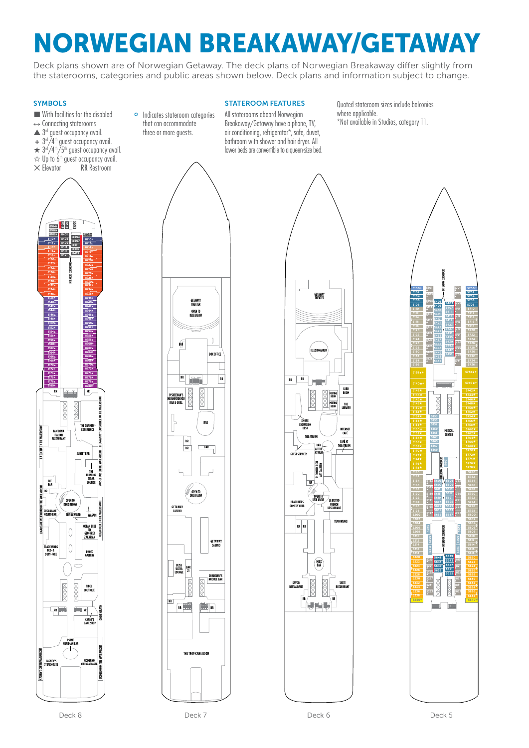# NORWEGIAN BREAKAWAY/GETAWAY

Deck plans shown are of Norwegian Getaway. The deck plans of Norwegian Breakaway differ slightly from the staterooms, categories and public areas shown below. Deck plans and information subject to change.

## SYMBOLS

- ■ With facilities for the disabled
- ↔ Connecting staterooms
- ▲ 3rd guest occupancy avail.
- + 3rd/4th guest occupancy avail.
- ★ 3rd/4th/5th guest occupancy avail.
- ☆ Up to 6th guest occupancy avail.
- ✕ Elevator
- RR Restroom
- ° Indicates stateroom categories that can accommodate three or more guests.

## STATEROOM FEATURES

All staterooms aboard Norwegian Breakaway/Getaway have a phone, TV, air conditioning, refrigerator*, safe, duvet, bathroom with shower and hair dryer. All lower beds are convertible to a queen-size bed.

Quoted stateroom sizes include balconies where applicable.
*Not available in Studios, category T1.

### Deck 8

Staterooms 8104–8180 and 8700–8780; 8401–8421; Interior Corridor; La Cucina Italian Restaurant; The Grammy Experience; Sunset Bar; The Humidor Cigar Lounge; Ice Bar; Open to Deck Below; Sugarcane Mojito Bar; The Raw Bar; Wasabi; Ocean Blue by Geoffrey Zakarian; Trademarks Tax- & Duty-Free; Photo Gallery; Tides Boutique; Dolce Gelato; Carlo's Bake Shop; Prime Meridian Bar; Cagney's Steakhouse; Moderno Churrascaria; La Cucina on the Waterfront; The Grammy Experience on the Waterfront; Sunset Bar on the Waterfront; Sugarcane Mojito Bar on the Waterfront; Ocean Blue on the Waterfront; Cagney's on the Waterfront; Moderno on the Waterfront; RR

### Deck 7

Getaway Theater Open to Deck Below; Bar; Box Office; O'Sheehan's Neighborhood Bar & Grill; Bar; Open to Deck Below; Getaway Casino; Bliss Ultra Lounge; Bar 21; Shanghai's Noodle Bar; The Tropicana Room; RR

### Deck 6

Getaway Theater; Illusionarium; Card Room; Meeting Room; Meeting Room; The Library; Shore Excursion Desk; Internet Cafe; The Atrium; Café at the Atrium; Bar at the Atrium; Guest Services; The Collection Art Gallery; Open to Deck Above; Headliners Comedy Club; Le Bistro French Restaurant; Teppanyaki; Mixx Bar; Savor Restaurant; Taste Restaurant; RR

### Deck 5

Staterooms 5100–5240 and 5700–5840; 5101–5197; 5401–5455; 5701–5797; 5501–5537; 5639–5655; Interior Corridor; Medical Center; RR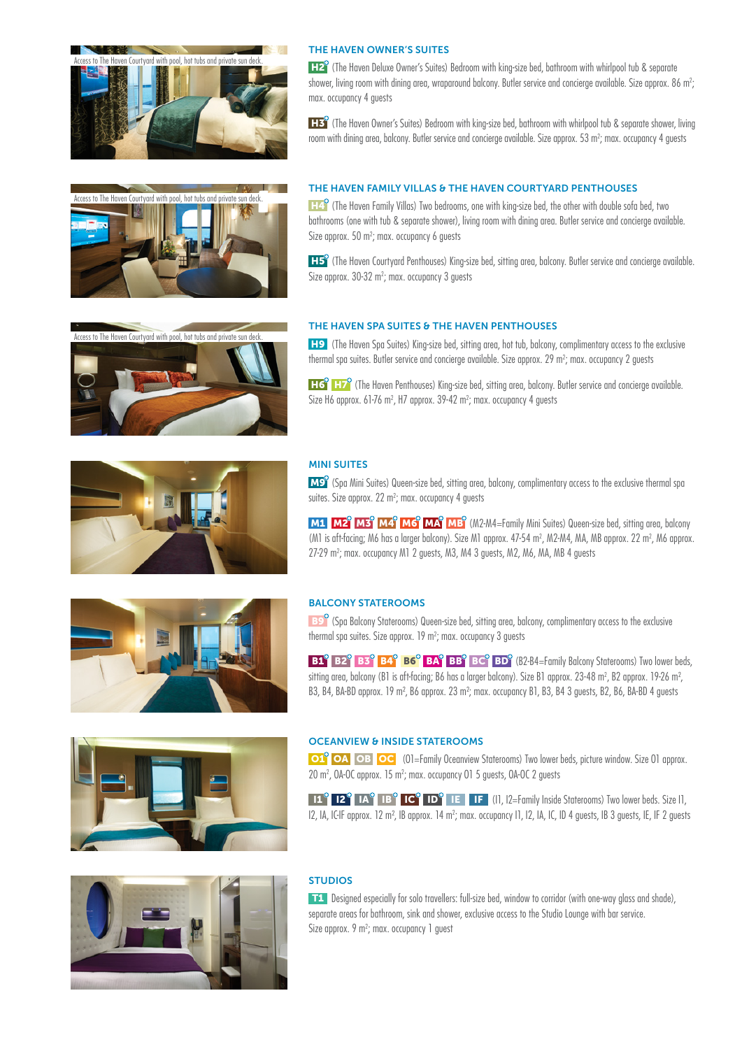Access to The Haven Courtyard with pool, hot tubs and private sun deck.

### THE HAVEN OWNER'S SUITES

**H2** (The Haven Deluxe Owner's Suites) Bedroom with king-size bed, bathroom with whirlpool tub & separate shower, living room with dining area, wraparound balcony. Butler service and concierge available. Size approx. 86 m²; max. occupancy 4 guests

**H3** (The Haven Owner's Suites) Bedroom with king-size bed, bathroom with whirlpool tub & separate shower, living room with dining area, balcony. Butler service and concierge available. Size approx. 53 m²; max. occupancy 4 guests

Access to The Haven Courtyard with pool, hot tubs and private sun deck.

### THE HAVEN FAMILY VILLAS & THE HAVEN COURTYARD PENTHOUSES

**H4** (The Haven Family Villas) Two bedrooms, one with king-size bed, the other with double sofa bed, two bathrooms (one with tub & separate shower), living room with dining area. Butler service and concierge available. Size approx. 50 m²; max. occupancy 6 guests

**H5** (The Haven Courtyard Penthouses) King-size bed, sitting area, balcony. Butler service and concierge available. Size approx. 30-32 m²; max. occupancy 3 guests

Access to The Haven Courtyard with pool, hot tubs and private sun deck.

### THE HAVEN SPA SUITES & THE HAVEN PENTHOUSES

**H9** (The Haven Spa Suites) King-size bed, sitting area, hot tub, balcony, complimentary access to the exclusive thermal spa suites. Butler service and concierge available. Size approx. 29 m²; max. occupancy 2 guests

**H6** **H7** (The Haven Penthouses) King-size bed, sitting area, balcony. Butler service and concierge available. Size H6 approx. 61-76 m², H7 approx. 39-42 m²; max. occupancy 4 guests

### MINI SUITES

**M9** (Spa Mini Suites) Queen-size bed, sitting area, balcony, complimentary access to the exclusive thermal spa suites. Size approx. 22 m²; max. occupancy 4 guests

**M1** **M2** **M3** **M4** **M6** **MA** **MB** (M2-M4=Family Mini Suites) Queen-size bed, sitting area, balcony (M1 is aft-facing; M6 has a larger balcony). Size M1 approx. 47-54 m², M2-M4, MA, MB approx. 22 m², M6 approx. 27-29 m²; max. occupancy M1 2 guests, M3, M4 3 guests, M2, M6, MA, MB 4 guests

### BALCONY STATEROOMS

**B9** (Spa Balcony Staterooms) Queen-size bed, sitting area, balcony, complimentary access to the exclusive thermal spa suites. Size approx. 19 m²; max. occupancy 3 guests

**B1** **B2** **B3** **B4** **B6** **BA** **BB** **BC** **BD** (B2-B4=Family Balcony Staterooms) Two lower beds, sitting area, balcony (B1 is aft-facing; B6 has a larger balcony). Size B1 approx. 23-48 m², B2 approx. 19-26 m², B3, B4, BA-BD approx. 19 m², B6 approx. 23 m²; max. occupancy B1, B3, B4 3 guests, B2, B6, BA-BD 4 guests

### OCEANVIEW & INSIDE STATEROOMS

**O1** **OA** **OB** **OC** (O1=Family Oceanview Staterooms) Two lower beds, picture window. Size O1 approx. 20 m², OA-OC approx. 15 m²; max. occupancy O1 5 guests, OA-OC 2 guests

**I1** **I2** **IA** **IB** **IC** **ID** **IE** **IF** (I1, I2=Family Inside Staterooms) Two lower beds. Size I1, I2, IA, IC-IF approx. 12 m², IB approx. 14 m²; max. occupancy I1, I2, IA, IC, ID 4 guests, IB 3 guests, IE, IF 2 guests

### STUDIOS

**T1** Designed especially for solo travellers: full-size bed, window to corridor (with one-way glass and shade), separate areas for bathroom, sink and shower, exclusive access to the Studio Lounge with bar service. Size approx. 9 m²; max. occupancy 1 guest